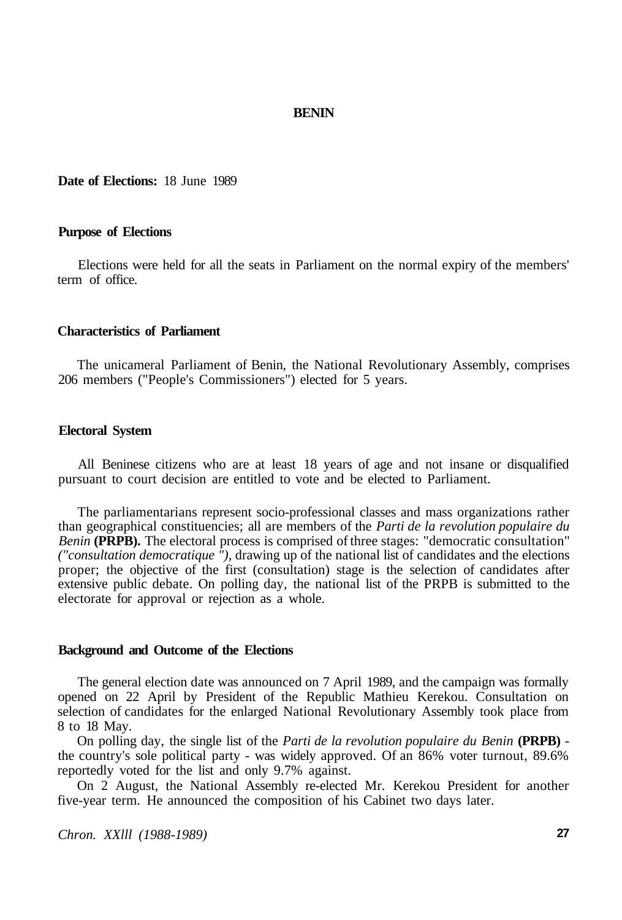# BENIN

**Date of Elections:** 18 June 1989

## Purpose of Elections

Elections were held for all the seats in Parliament on the normal expiry of the members' term of office.

## Characteristics of Parliament

The unicameral Parliament of Benin, the National Revolutionary Assembly, comprises 206 members ("People's Commissioners") elected for 5 years.

## Electoral System

All Beninese citizens who are at least 18 years of age and not insane or disqualified pursuant to court decision are entitled to vote and be elected to Parliament.

The parliamentarians represent socio-professional classes and mass organizations rather than geographical constituencies; all are members of the *Parti de la revolution populaire du Benin* **(PRPB).** The electoral process is comprised of three stages: "democratic consultation" *("consultation democratique ")*, drawing up of the national list of candidates and the elections proper; the objective of the first (consultation) stage is the selection of candidates after extensive public debate. On polling day, the national list of the PRPB is submitted to the electorate for approval or rejection as a whole.

## Background and Outcome of the Elections

The general election date was announced on 7 April 1989, and the campaign was formally opened on 22 April by President of the Republic Mathieu Kerekou. Consultation on selection of candidates for the enlarged National Revolutionary Assembly took place from 8 to 18 May.

On polling day, the single list of the *Parti de la revolution populaire du Benin* **(PRPB)** - the country's sole political party - was widely approved. Of an 86% voter turnout, 89.6% reportedly voted for the list and only 9.7% against.

On 2 August, the National Assembly re-elected Mr. Kerekou President for another five-year term. He announced the composition of his Cabinet two days later.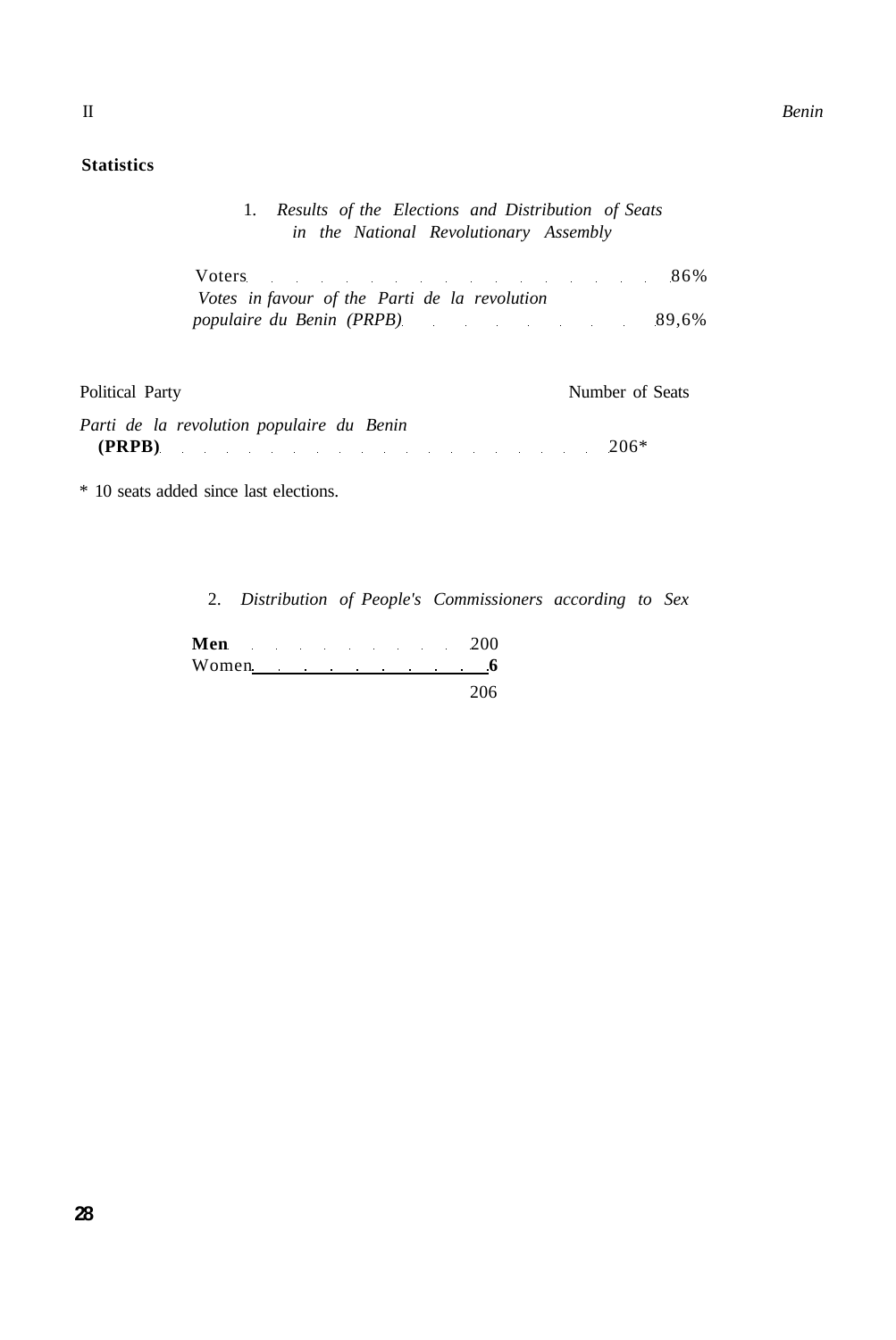## Statistics

### 1. *Results of the Elections and Distribution of Seats in the National Revolutionary Assembly*

| | |
|---|---|
| Voters | 86% |
| *Votes in favour of the Parti de la revolution populaire du Benin (PRPB)* | 89,6% |

| Political Party | Number of Seats |
|---|---|
| *Parti de la revolution populaire du Benin* **(PRPB)** | 206* |

\* 10 seats added since last elections.

### 2. *Distribution of People's Commissioners according to Sex*

| | |
|---|---|
| **Men** | 200 |
| Women | **6** |
| | 206 |